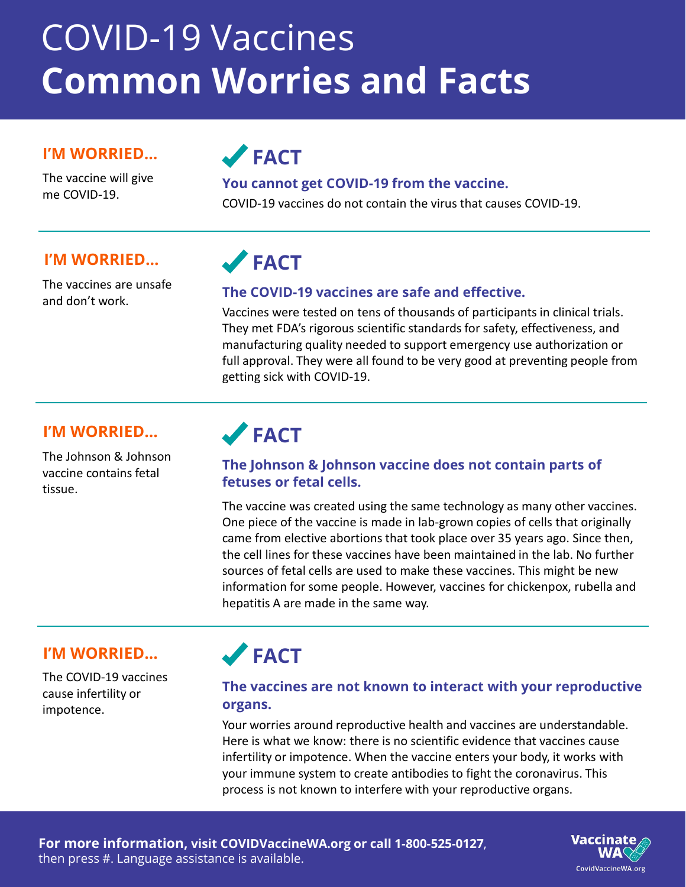# COVID-19 Vaccines
# **Common Worries and Facts**

**I'M WORRIED...**

The vaccine will give me COVID-19.

## ✔ FACT

**You cannot get COVID-19 from the vaccine.**

COVID-19 vaccines do not contain the virus that causes COVID-19.

---

**I'M WORRIED...**

The vaccines are unsafe and don't work.

## ✔ FACT

**The COVID-19 vaccines are safe and effective.**

Vaccines were tested on tens of thousands of participants in clinical trials. They met FDA's rigorous scientific standards for safety, effectiveness, and manufacturing quality needed to support emergency use authorization or full approval. They were all found to be very good at preventing people from getting sick with COVID-19.

---

**I'M WORRIED...**

The Johnson & Johnson vaccine contains fetal tissue.

## ✔ FACT

**The Johnson & Johnson vaccine does not contain parts of fetuses or fetal cells.**

The vaccine was created using the same technology as many other vaccines. One piece of the vaccine is made in lab-grown copies of cells that originally came from elective abortions that took place over 35 years ago. Since then, the cell lines for these vaccines have been maintained in the lab. No further sources of fetal cells are used to make these vaccines. This might be new information for some people. However, vaccines for chickenpox, rubella and hepatitis A are made in the same way.

---

**I'M WORRIED...**

The COVID-19 vaccines cause infertility or impotence.

## ✔ FACT

**The vaccines are not known to interact with your reproductive organs.**

Your worries around reproductive health and vaccines are understandable. Here is what we know: there is no scientific evidence that vaccines cause infertility or impotence. When the vaccine enters your body, it works with your immune system to create antibodies to fight the coronavirus. This process is not known to interfere with your reproductive organs.

---

**For more information,** visit **COVIDVaccineWA.org or call 1-800-525-0127**, then press #. Language assistance is available.

Vaccinate WA
CovidVaccineWA.org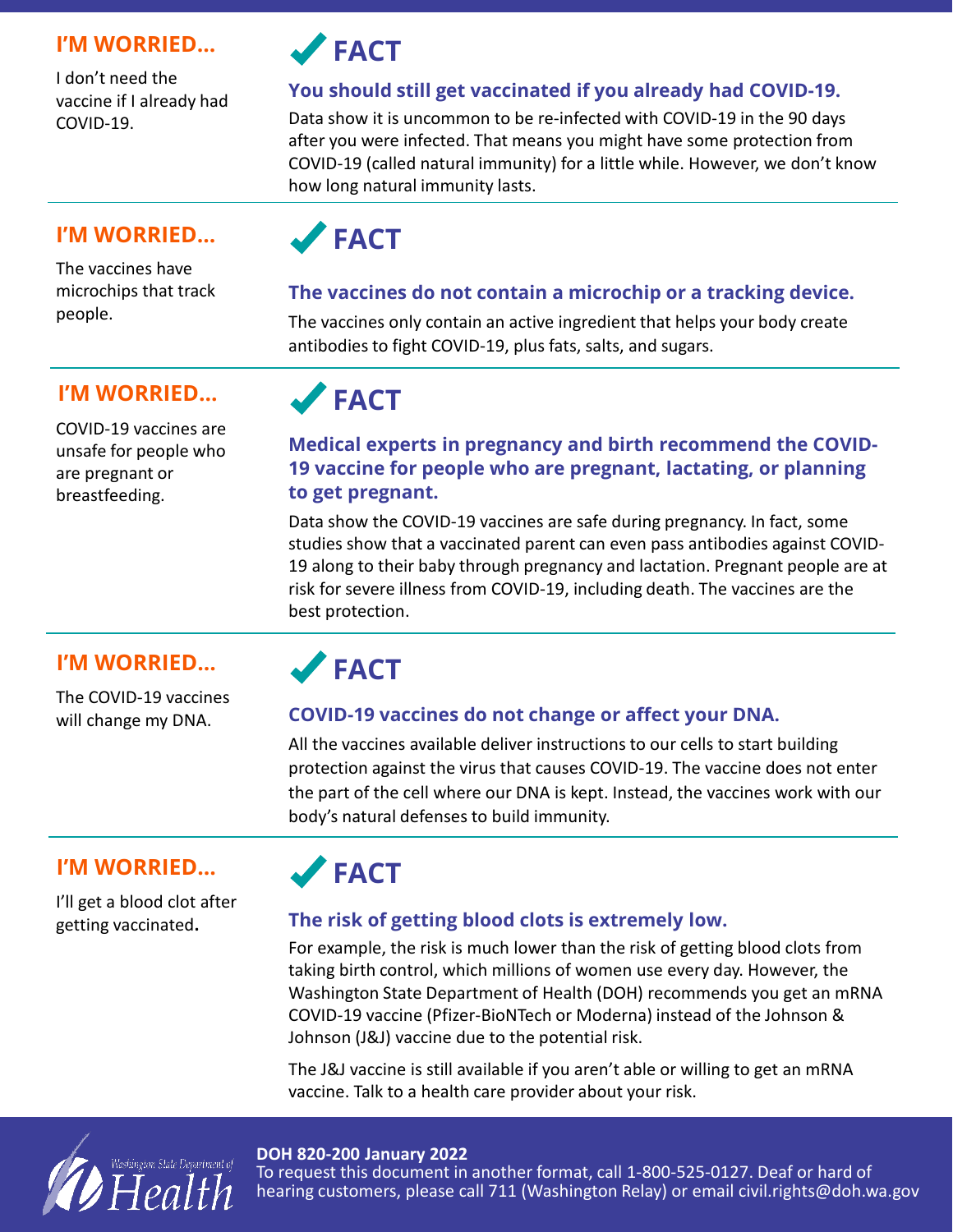**I'M WORRIED...**

I don't need the vaccine if I already had COVID-19.

**✔ FACT**

**You should still get vaccinated if you already had COVID-19.**

Data show it is uncommon to be re-infected with COVID-19 in the 90 days after you were infected. That means you might have some protection from COVID-19 (called natural immunity) for a little while. However, we don't know how long natural immunity lasts.

---

**I'M WORRIED...**

The vaccines have microchips that track people.

**✔ FACT**

**The vaccines do not contain a microchip or a tracking device.**

The vaccines only contain an active ingredient that helps your body create antibodies to fight COVID-19, plus fats, salts, and sugars.

---

**I'M WORRIED...**

COVID-19 vaccines are unsafe for people who are pregnant or breastfeeding.

**✔ FACT**

**Medical experts in pregnancy and birth recommend the COVID-19 vaccine for people who are pregnant, lactating, or planning to get pregnant.**

Data show the COVID-19 vaccines are safe during pregnancy. In fact, some studies show that a vaccinated parent can even pass antibodies against COVID-19 along to their baby through pregnancy and lactation. Pregnant people are at risk for severe illness from COVID-19, including death. The vaccines are the best protection.

---

**I'M WORRIED...**

The COVID-19 vaccines will change my DNA.

**✔ FACT**

**COVID-19 vaccines do not change or affect your DNA.**

All the vaccines available deliver instructions to our cells to start building protection against the virus that causes COVID-19. The vaccine does not enter the part of the cell where our DNA is kept. Instead, the vaccines work with our body's natural defenses to build immunity.

---

**I'M WORRIED...**

I'll get a blood clot after getting vaccinated.

**✔ FACT**

**The risk of getting blood clots is extremely low.**

For example, the risk is much lower than the risk of getting blood clots from taking birth control, which millions of women use every day. However, the Washington State Department of Health (DOH) recommends you get an mRNA COVID-19 vaccine (Pfizer-BioNTech or Moderna) instead of the Johnson & Johnson (J&J) vaccine due to the potential risk.

The J&J vaccine is still available if you aren't able or willing to get an mRNA vaccine. Talk to a health care provider about your risk.

---

Washington State Department of Health

**DOH 820-200 January 2022**

To request this document in another format, call 1-800-525-0127. Deaf or hard of hearing customers, please call 711 (Washington Relay) or email civil.rights@doh.wa.gov